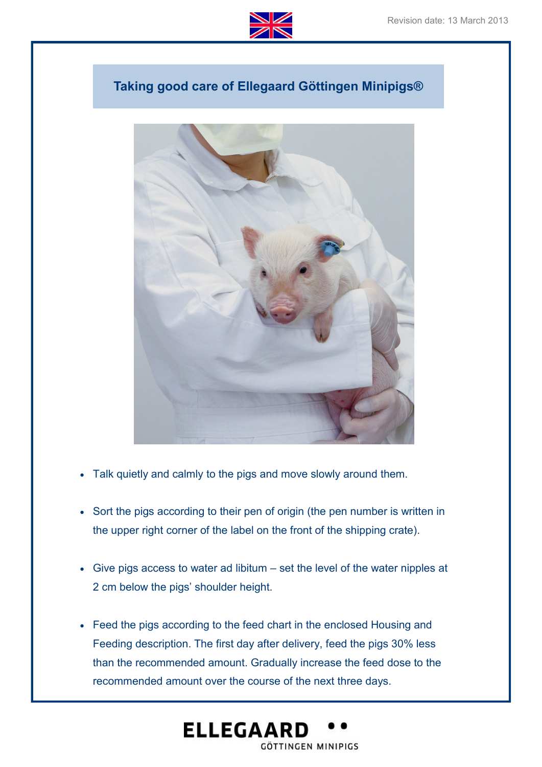# Taking good care of Ellegaard Göttingen Minipigs®

- Talk quietly and calmly to the pigs and move slowly around them.
- Sort the pigs according to their pen of origin (the pen number is written in the upper right corner of the label on the front of the shipping crate).
- Give pigs access to water ad libitum – set the level of the water nipples at 2 cm below the pigs' shoulder height.
- Feed the pigs according to the feed chart in the enclosed Housing and Feeding description. The first day after delivery, feed the pigs 30% less than the recommended amount. Gradually increase the feed dose to the recommended amount over the course of the next three days.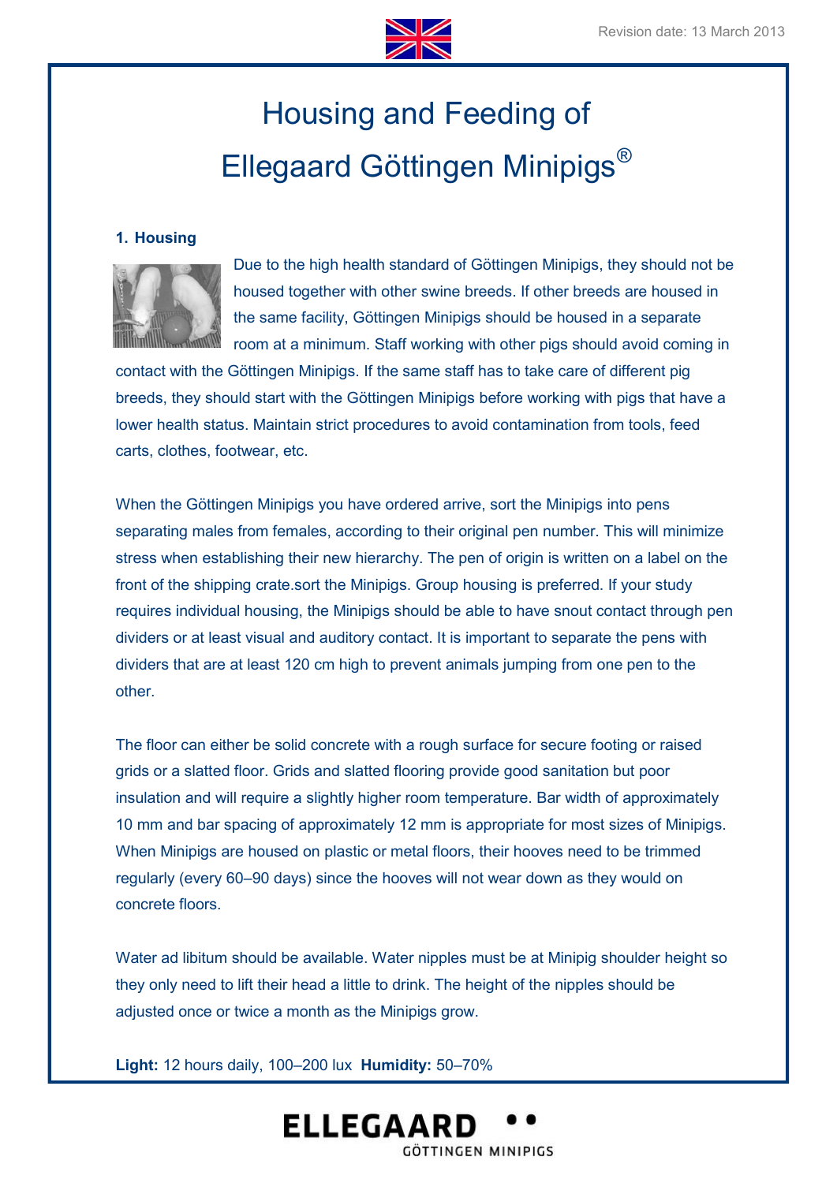# Housing and Feeding of Ellegaard Göttingen Minipigs®

### 1. Housing

Due to the high health standard of Göttingen Minipigs, they should not be housed together with other swine breeds. If other breeds are housed in the same facility, Göttingen Minipigs should be housed in a separate room at a minimum. Staff working with other pigs should avoid coming in contact with the Göttingen Minipigs. If the same staff has to take care of different pig breeds, they should start with the Göttingen Minipigs before working with pigs that have a lower health status. Maintain strict procedures to avoid contamination from tools, feed carts, clothes, footwear, etc.

When the Göttingen Minipigs you have ordered arrive, sort the Minipigs into pens separating males from females, according to their original pen number. This will minimize stress when establishing their new hierarchy. The pen of origin is written on a label on the front of the shipping crate.sort the Minipigs. Group housing is preferred. If your study requires individual housing, the Minipigs should be able to have snout contact through pen dividers or at least visual and auditory contact. It is important to separate the pens with dividers that are at least 120 cm high to prevent animals jumping from one pen to the other.

The floor can either be solid concrete with a rough surface for secure footing or raised grids or a slatted floor. Grids and slatted flooring provide good sanitation but poor insulation and will require a slightly higher room temperature. Bar width of approximately 10 mm and bar spacing of approximately 12 mm is appropriate for most sizes of Minipigs. When Minipigs are housed on plastic or metal floors, their hooves need to be trimmed regularly (every 60–90 days) since the hooves will not wear down as they would on concrete floors.

Water ad libitum should be available. Water nipples must be at Minipig shoulder height so they only need to lift their head a little to drink. The height of the nipples should be adjusted once or twice a month as the Minipigs grow.

**Light:** 12 hours daily, 100–200 lux **Humidity:** 50–70%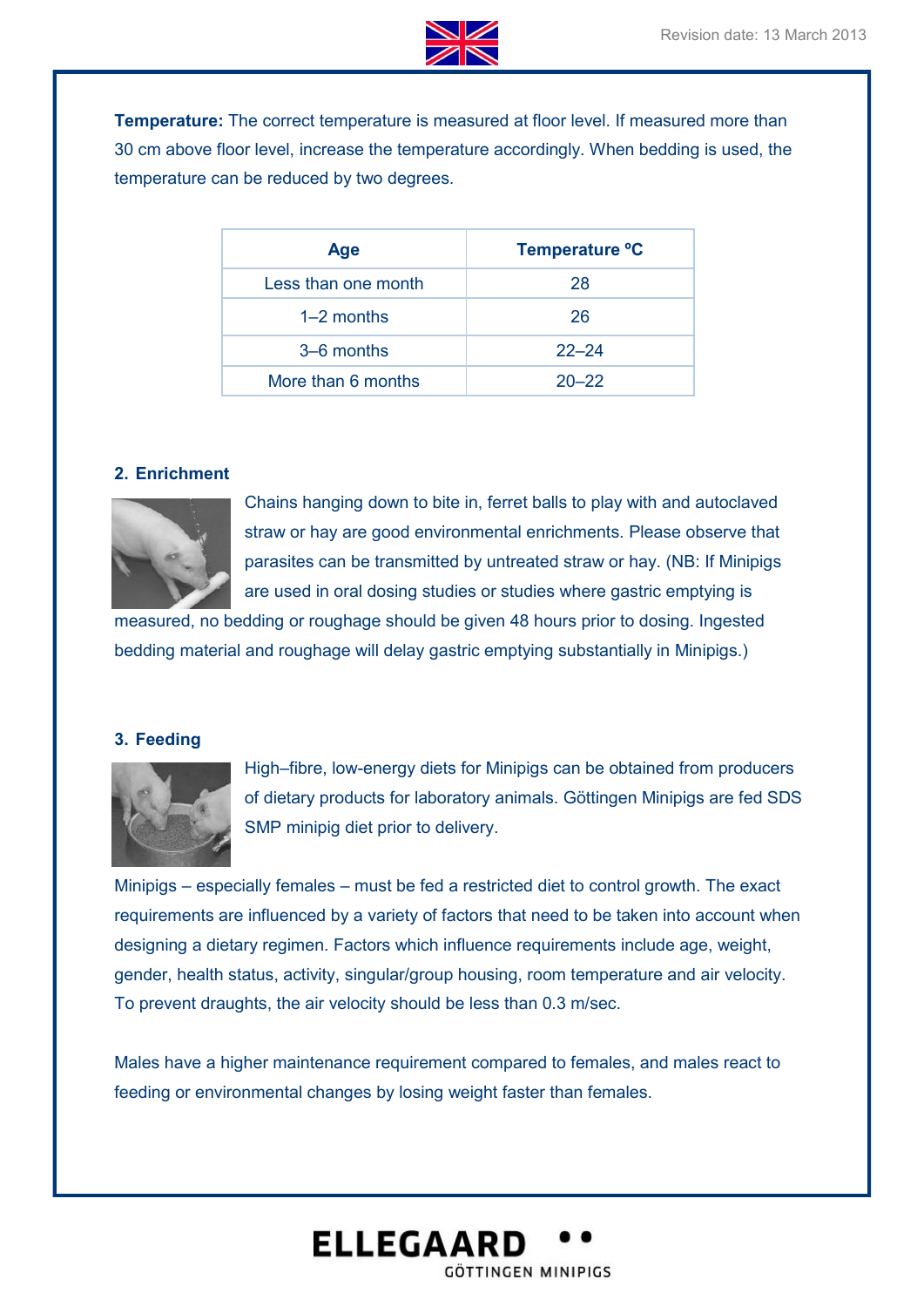**Temperature:** The correct temperature is measured at floor level. If measured more than 30 cm above floor level, increase the temperature accordingly. When bedding is used, the temperature can be reduced by two degrees.

| Age | Temperature ºC |
|---|---|
| Less than one month | 28 |
| 1–2 months | 26 |
| 3–6 months | 22–24 |
| More than 6 months | 20–22 |

## 2. Enrichment

Chains hanging down to bite in, ferret balls to play with and autoclaved straw or hay are good environmental enrichments. Please observe that parasites can be transmitted by untreated straw or hay. (NB: If Minipigs are used in oral dosing studies or studies where gastric emptying is measured, no bedding or roughage should be given 48 hours prior to dosing. Ingested bedding material and roughage will delay gastric emptying substantially in Minipigs.)

## 3. Feeding

High–fibre, low-energy diets for Minipigs can be obtained from producers of dietary products for laboratory animals. Göttingen Minipigs are fed SDS SMP minipig diet prior to delivery.

Minipigs – especially females – must be fed a restricted diet to control growth. The exact requirements are influenced by a variety of factors that need to be taken into account when designing a dietary regimen. Factors which influence requirements include age, weight, gender, health status, activity, singular/group housing, room temperature and air velocity. To prevent draughts, the air velocity should be less than 0.3 m/sec.

Males have a higher maintenance requirement compared to females, and males react to feeding or environmental changes by losing weight faster than females.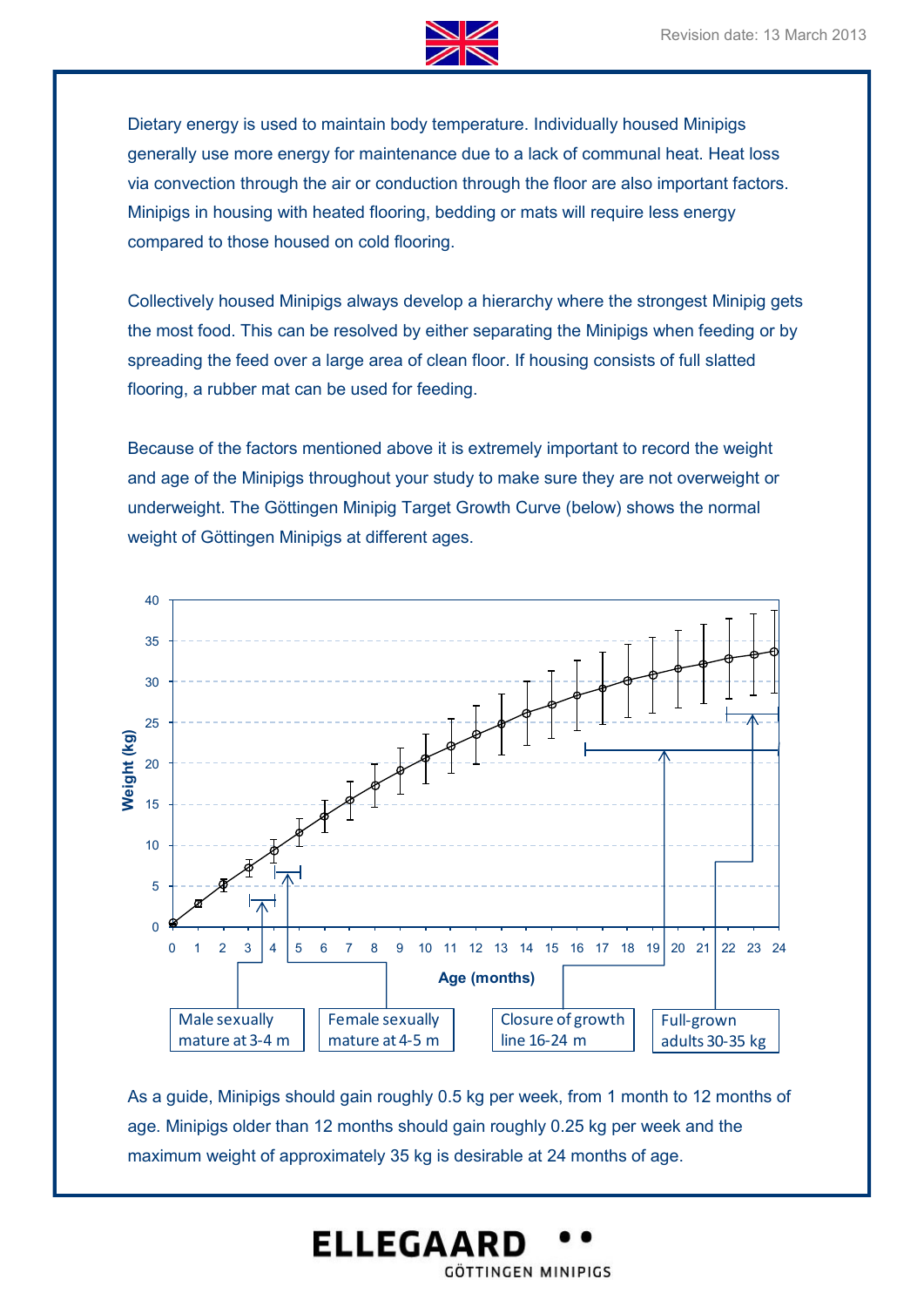Dietary energy is used to maintain body temperature. Individually housed Minipigs generally use more energy for maintenance due to a lack of communal heat. Heat loss via convection through the air or conduction through the floor are also important factors. Minipigs in housing with heated flooring, bedding or mats will require less energy compared to those housed on cold flooring.

Collectively housed Minipigs always develop a hierarchy where the strongest Minipig gets the most food. This can be resolved by either separating the Minipigs when feeding or by spreading the feed over a large area of clean floor. If housing consists of full slatted flooring, a rubber mat can be used for feeding.

Because of the factors mentioned above it is extremely important to record the weight and age of the Minipigs throughout your study to make sure they are not overweight or underweight. The Göttingen Minipig Target Growth Curve (below) shows the normal weight of Göttingen Minipigs at different ages.

Weight (kg)

Age (months)

Male sexually mature at 3-4 m

Female sexually mature at 4-5 m

Closure of growth line 16-24 m

Full-grown adults 30-35 kg

As a guide, Minipigs should gain roughly 0.5 kg per week, from 1 month to 12 months of age. Minipigs older than 12 months should gain roughly 0.25 kg per week and the maximum weight of approximately 35 kg is desirable at 24 months of age.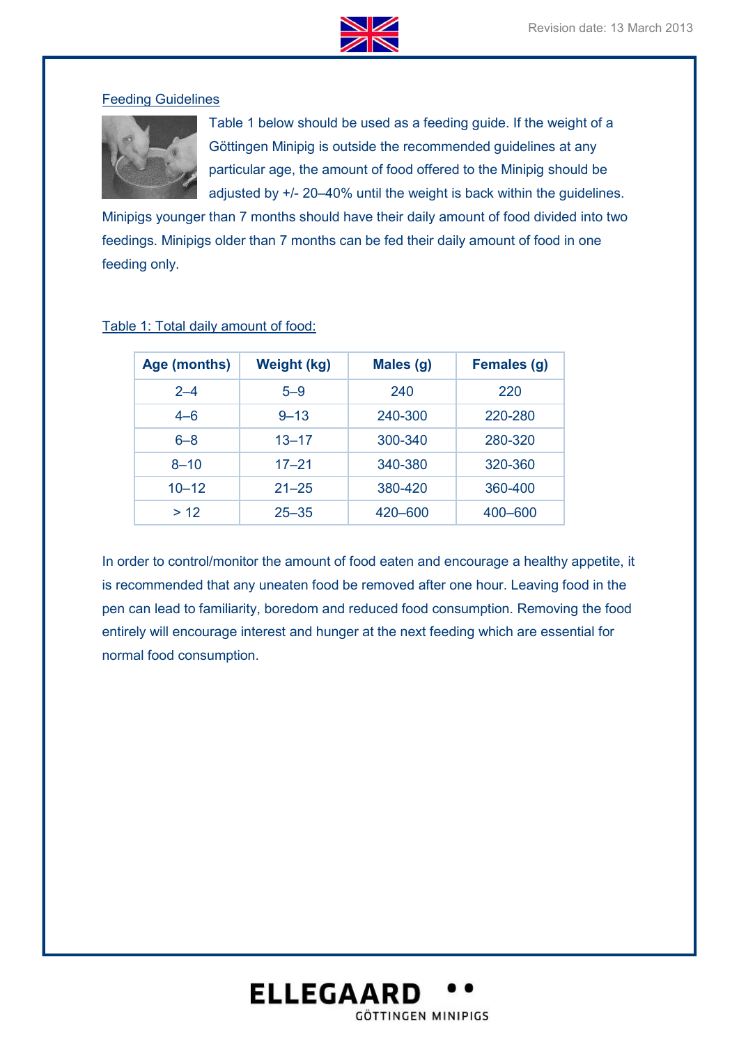## Feeding Guidelines

Table 1 below should be used as a feeding guide. If the weight of a Göttingen Minipig is outside the recommended guidelines at any particular age, the amount of food offered to the Minipig should be adjusted by +/- 20–40% until the weight is back within the guidelines. Minipigs younger than 7 months should have their daily amount of food divided into two feedings. Minipigs older than 7 months can be fed their daily amount of food in one feeding only.

Table 1: Total daily amount of food:

| Age (months) | Weight (kg) | Males (g) | Females (g) |
|---|---|---|---|
| 2–4 | 5–9 | 240 | 220 |
| 4–6 | 9–13 | 240-300 | 220-280 |
| 6–8 | 13–17 | 300-340 | 280-320 |
| 8–10 | 17–21 | 340-380 | 320-360 |
| 10–12 | 21–25 | 380-420 | 360-400 |
| > 12 | 25–35 | 420–600 | 400–600 |

In order to control/monitor the amount of food eaten and encourage a healthy appetite, it is recommended that any uneaten food be removed after one hour. Leaving food in the pen can lead to familiarity, boredom and reduced food consumption. Removing the food entirely will encourage interest and hunger at the next feeding which are essential for normal food consumption.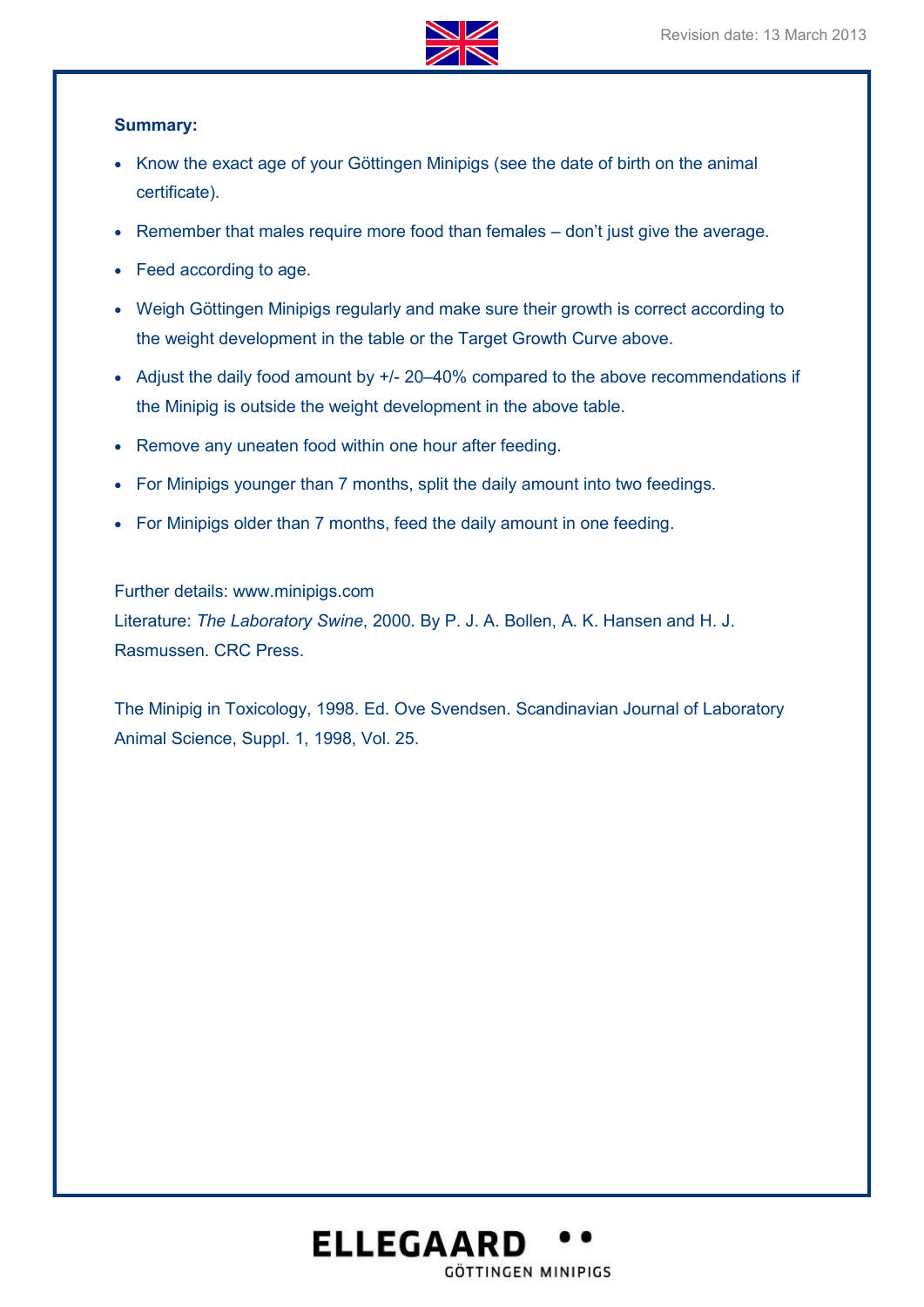**Summary:**

- Know the exact age of your Göttingen Minipigs (see the date of birth on the animal certificate).
- Remember that males require more food than females – don't just give the average.
- Feed according to age.
- Weigh Göttingen Minipigs regularly and make sure their growth is correct according to the weight development in the table or the Target Growth Curve above.
- Adjust the daily food amount by +/- 20–40% compared to the above recommendations if the Minipig is outside the weight development in the above table.
- Remove any uneaten food within one hour after feeding.
- For Minipigs younger than 7 months, split the daily amount into two feedings.
- For Minipigs older than 7 months, feed the daily amount in one feeding.

Further details: www.minipigs.com
Literature: *The Laboratory Swine*, 2000. By P. J. A. Bollen, A. K. Hansen and H. J. Rasmussen. CRC Press.

The Minipig in Toxicology, 1998. Ed. Ove Svendsen. Scandinavian Journal of Laboratory Animal Science, Suppl. 1, 1998, Vol. 25.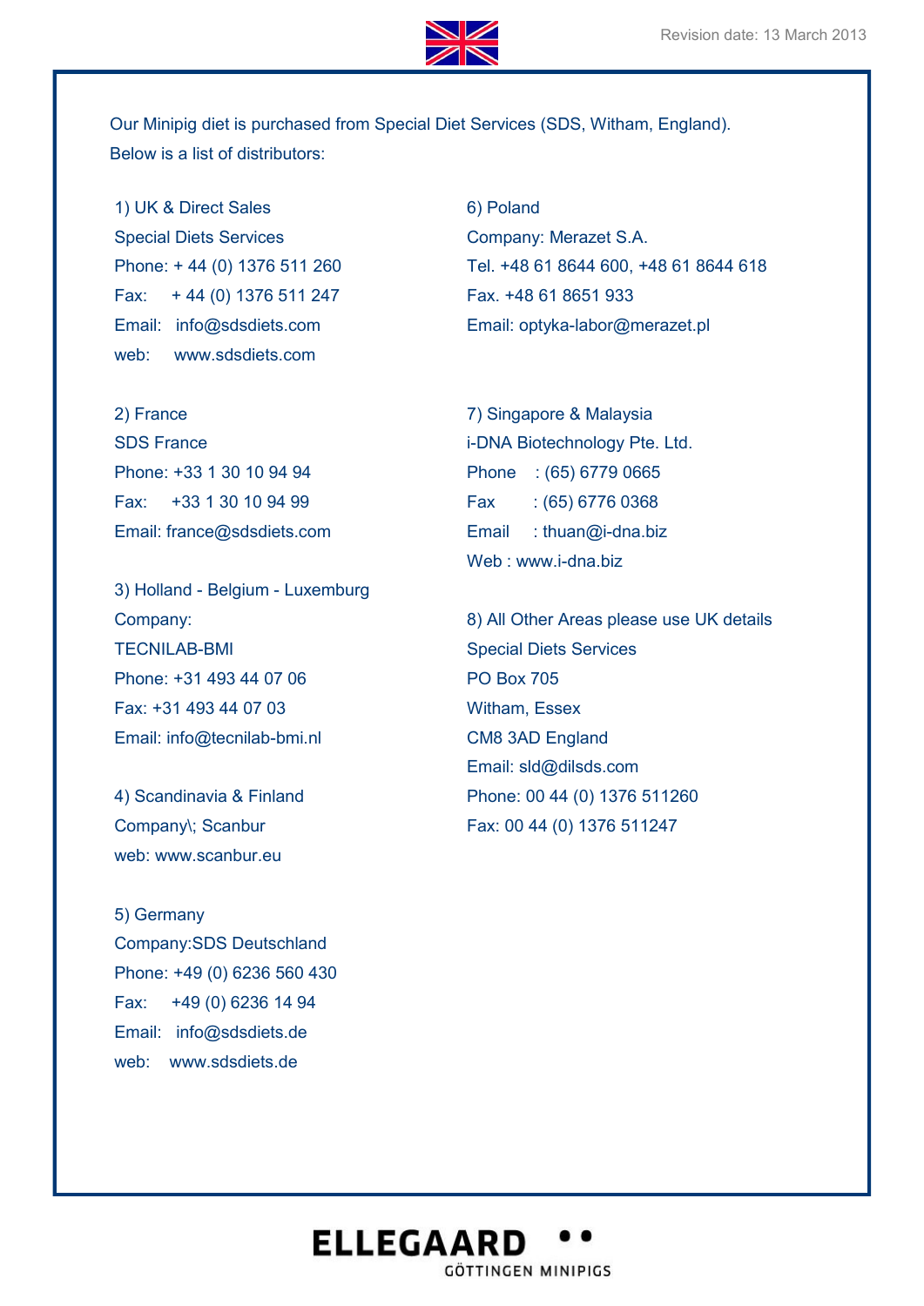Our Minipig diet is purchased from Special Diet Services (SDS, Witham, England). Below is a list of distributors:

1) UK & Direct Sales
Special Diets Services
Phone: + 44 (0) 1376 511 260
Fax: + 44 (0) 1376 511 247
Email: info@sdsdiets.com
web: www.sdsdiets.com

2) France
SDS France
Phone: +33 1 30 10 94 94
Fax: +33 1 30 10 94 99
Email: france@sdsdiets.com

3) Holland - Belgium - Luxemburg
Company:
TECNILAB-BMI
Phone: +31 493 44 07 06
Fax: +31 493 44 07 03
Email: info@tecnilab-bmi.nl

4) Scandinavia & Finland
Company\; Scanbur
web: www.scanbur.eu

5) Germany
Company:SDS Deutschland
Phone: +49 (0) 6236 560 430
Fax: +49 (0) 6236 14 94
Email: info@sdsdiets.de
web: www.sdsdiets.de

6) Poland
Company: Merazet S.A.
Tel. +48 61 8644 600, +48 61 8644 618
Fax. +48 61 8651 933
Email: optyka-labor@merazet.pl

7) Singapore & Malaysia
i-DNA Biotechnology Pte. Ltd.
Phone : (65) 6779 0665
Fax : (65) 6776 0368
Email : thuan@i-dna.biz
Web : www.i-dna.biz

8) All Other Areas please use UK details
Special Diets Services
PO Box 705
Witham, Essex
CM8 3AD England
Email: sld@dilsds.com
Phone: 00 44 (0) 1376 511260
Fax: 00 44 (0) 1376 511247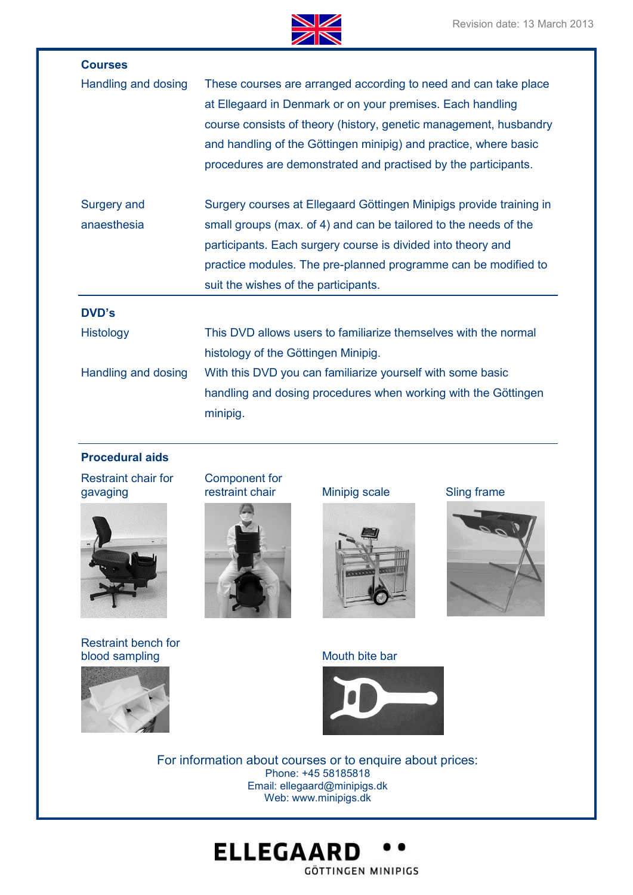## Courses

| | |
|---|---|
| Handling and dosing | These courses are arranged according to need and can take place at Ellegaard in Denmark or on your premises. Each handling course consists of theory (history, genetic management, husbandry and handling of the Göttingen minipig) and practice, where basic procedures are demonstrated and practised by the participants. |
| Surgery and anaesthesia | Surgery courses at Ellegaard Göttingen Minipigs provide training in small groups (max. of 4) and can be tailored to the needs of the participants. Each surgery course is divided into theory and practice modules. The pre-planned programme can be modified to suit the wishes of the participants. |

## DVD's

| | |
|---|---|
| Histology | This DVD allows users to familiarize themselves with the normal histology of the Göttingen Minipig. |
| Handling and dosing | With this DVD you can familiarize yourself with some basic handling and dosing procedures when working with the Göttingen minipig. |

## Procedural aids

Restraint chair for gavaging

Component for restraint chair

Minipig scale

Sling frame

Restraint bench for blood sampling

Mouth bite bar

For information about courses or to enquire about prices:
Phone: +45 58185818
Email: ellegaard@minipigs.dk
Web: www.minipigs.dk

ELLEGAARD GÖTTINGEN MINIPIGS